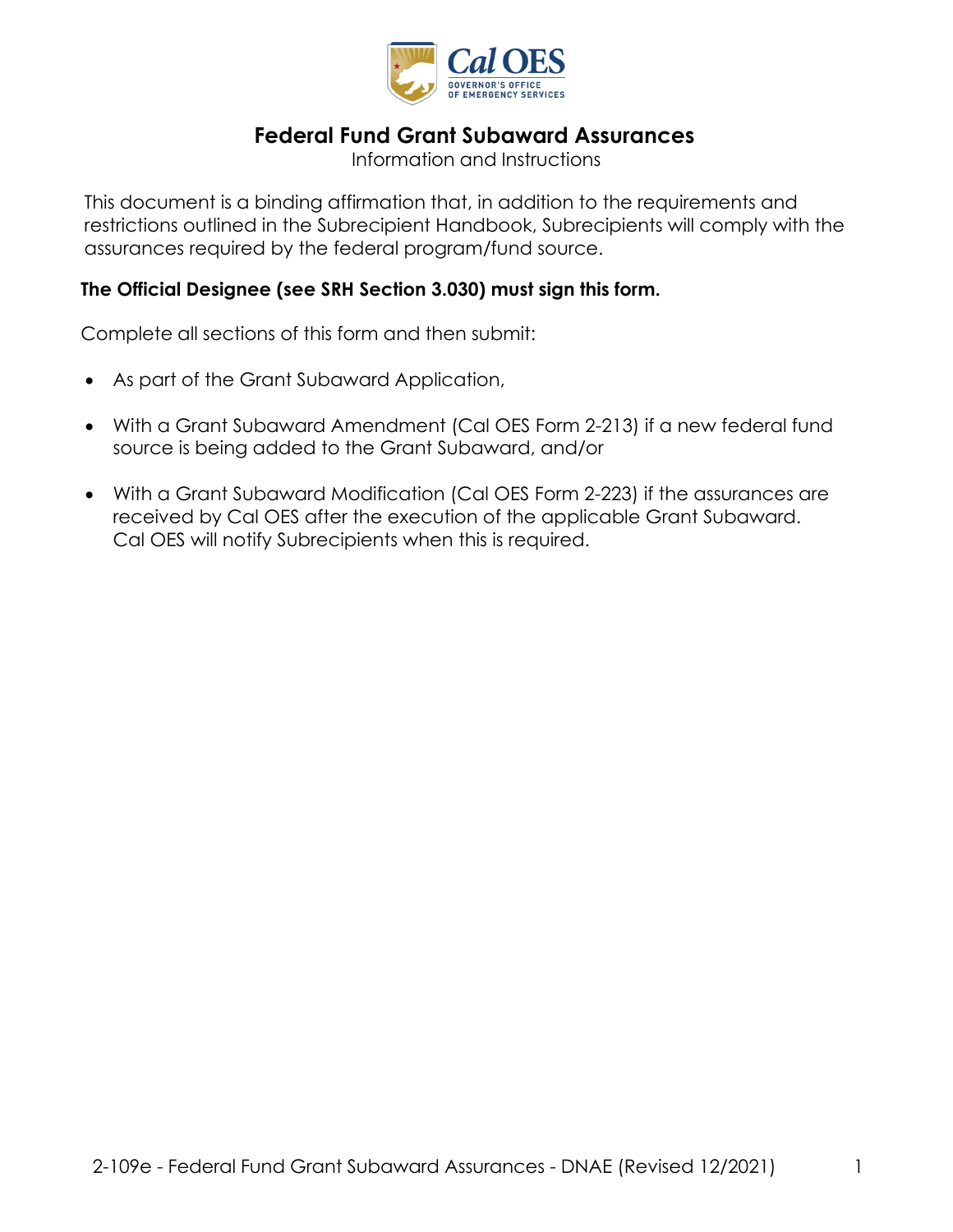# Federal Fund Grant Subaward Assurances

Information and Instructions

This document is a binding affirmation that, in addition to the requirements and restrictions outlined in the Subrecipient Handbook, Subrecipients will comply with the assurances required by the federal program/fund source.

**The Official Designee (see SRH Section 3.030) must sign this form.**

Complete all sections of this form and then submit:

- As part of the Grant Subaward Application,
- With a Grant Subaward Amendment (Cal OES Form 2-213) if a new federal fund source is being added to the Grant Subaward, and/or
- With a Grant Subaward Modification (Cal OES Form 2-223) if the assurances are received by Cal OES after the execution of the applicable Grant Subaward. Cal OES will notify Subrecipients when this is required.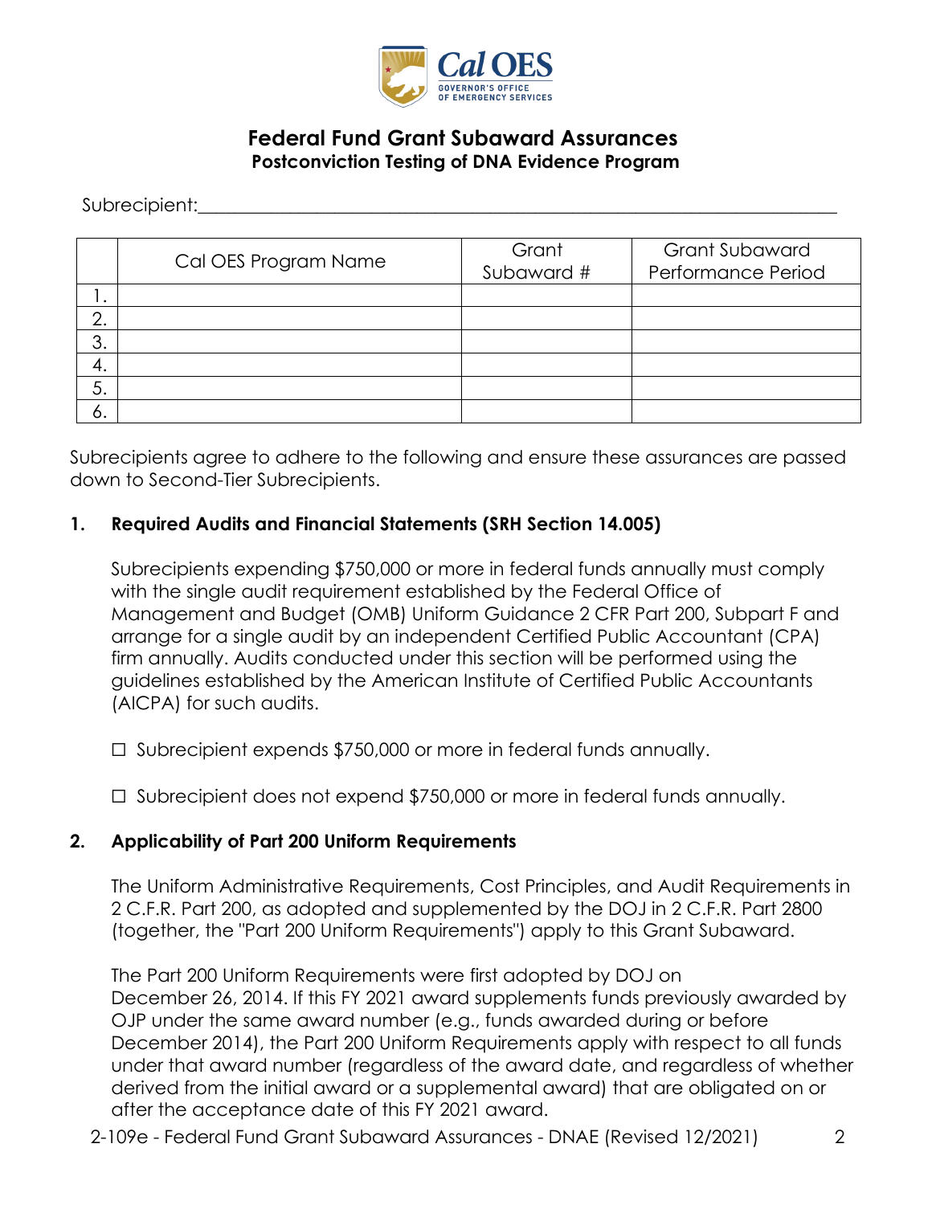# Federal Fund Grant Subaward Assurances
## Postconviction Testing of DNA Evidence Program

Subrecipient:\_\_\_\_\_\_\_\_\_\_\_\_\_\_\_\_\_\_\_\_\_\_\_\_\_\_\_\_\_\_\_\_\_\_\_\_\_\_\_\_\_\_\_\_\_\_\_\_\_\_\_\_\_\_\_\_\_\_\_\_

| | Cal OES Program Name | Grant Subaward # | Grant Subaward Performance Period |
|---|---|---|---|
| 1. | | | |
| 2. | | | |
| 3. | | | |
| 4. | | | |
| 5. | | | |
| 6. | | | |

Subrecipients agree to adhere to the following and ensure these assurances are passed down to Second-Tier Subrecipients.

**1. Required Audits and Financial Statements (SRH Section 14.005)**

Subrecipients expending $750,000 or more in federal funds annually must comply with the single audit requirement established by the Federal Office of Management and Budget (OMB) Uniform Guidance 2 CFR Part 200, Subpart F and arrange for a single audit by an independent Certified Public Accountant (CPA) firm annually. Audits conducted under this section will be performed using the guidelines established by the American Institute of Certified Public Accountants (AICPA) for such audits.

☐ Subrecipient expends $750,000 or more in federal funds annually.

☐ Subrecipient does not expend $750,000 or more in federal funds annually.

**2. Applicability of Part 200 Uniform Requirements**

The Uniform Administrative Requirements, Cost Principles, and Audit Requirements in 2 C.F.R. Part 200, as adopted and supplemented by the DOJ in 2 C.F.R. Part 2800 (together, the "Part 200 Uniform Requirements") apply to this Grant Subaward.

The Part 200 Uniform Requirements were first adopted by DOJ on December 26, 2014. If this FY 2021 award supplements funds previously awarded by OJP under the same award number (e.g., funds awarded during or before December 2014), the Part 200 Uniform Requirements apply with respect to all funds under that award number (regardless of the award date, and regardless of whether derived from the initial award or a supplemental award) that are obligated on or after the acceptance date of this FY 2021 award.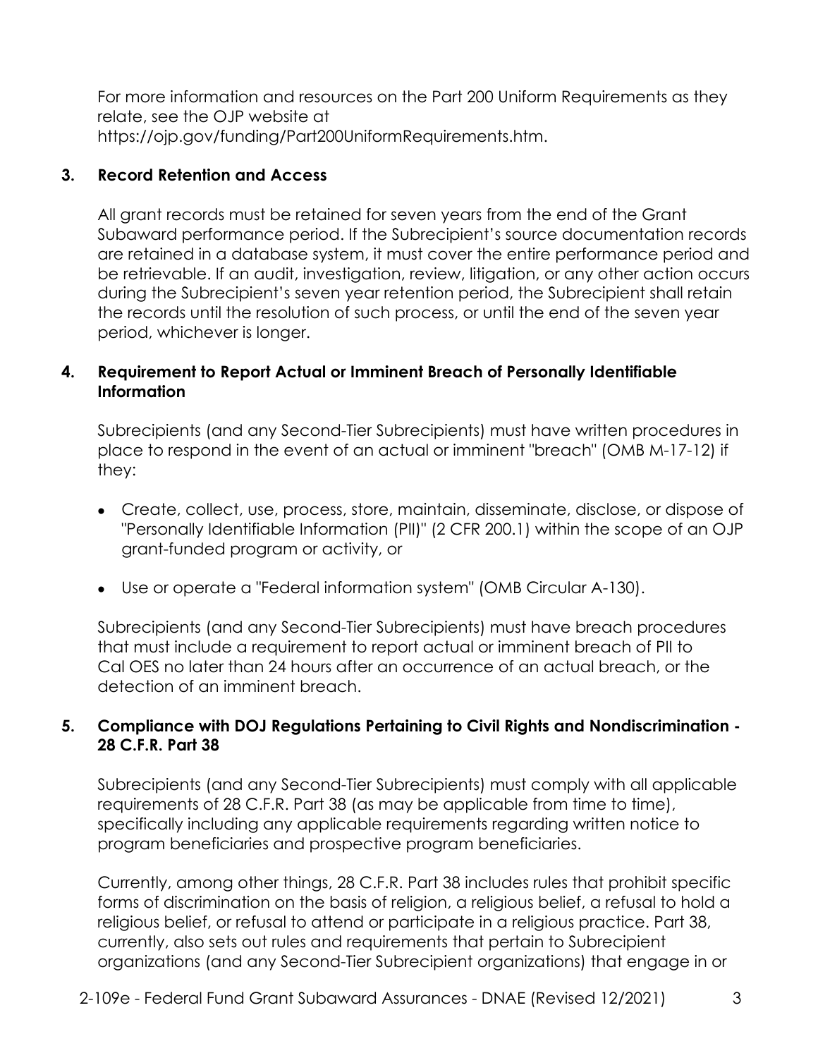For more information and resources on the Part 200 Uniform Requirements as they relate, see the OJP website at https://ojp.gov/funding/Part200UniformRequirements.htm.

## 3. Record Retention and Access

All grant records must be retained for seven years from the end of the Grant Subaward performance period. If the Subrecipient's source documentation records are retained in a database system, it must cover the entire performance period and be retrievable. If an audit, investigation, review, litigation, or any other action occurs during the Subrecipient's seven year retention period, the Subrecipient shall retain the records until the resolution of such process, or until the end of the seven year period, whichever is longer.

## 4. Requirement to Report Actual or Imminent Breach of Personally Identifiable Information

Subrecipients (and any Second-Tier Subrecipients) must have written procedures in place to respond in the event of an actual or imminent "breach" (OMB M-17-12) if they:

- Create, collect, use, process, store, maintain, disseminate, disclose, or dispose of "Personally Identifiable Information (PII)" (2 CFR 200.1) within the scope of an OJP grant-funded program or activity, or
- Use or operate a "Federal information system" (OMB Circular A-130).

Subrecipients (and any Second-Tier Subrecipients) must have breach procedures that must include a requirement to report actual or imminent breach of PII to Cal OES no later than 24 hours after an occurrence of an actual breach, or the detection of an imminent breach.

## 5. Compliance with DOJ Regulations Pertaining to Civil Rights and Nondiscrimination - 28 C.F.R. Part 38

Subrecipients (and any Second-Tier Subrecipients) must comply with all applicable requirements of 28 C.F.R. Part 38 (as may be applicable from time to time), specifically including any applicable requirements regarding written notice to program beneficiaries and prospective program beneficiaries.

Currently, among other things, 28 C.F.R. Part 38 includes rules that prohibit specific forms of discrimination on the basis of religion, a religious belief, a refusal to hold a religious belief, or refusal to attend or participate in a religious practice. Part 38, currently, also sets out rules and requirements that pertain to Subrecipient organizations (and any Second-Tier Subrecipient organizations) that engage in or

2-109e - Federal Fund Grant Subaward Assurances - DNAE (Revised 12/2021)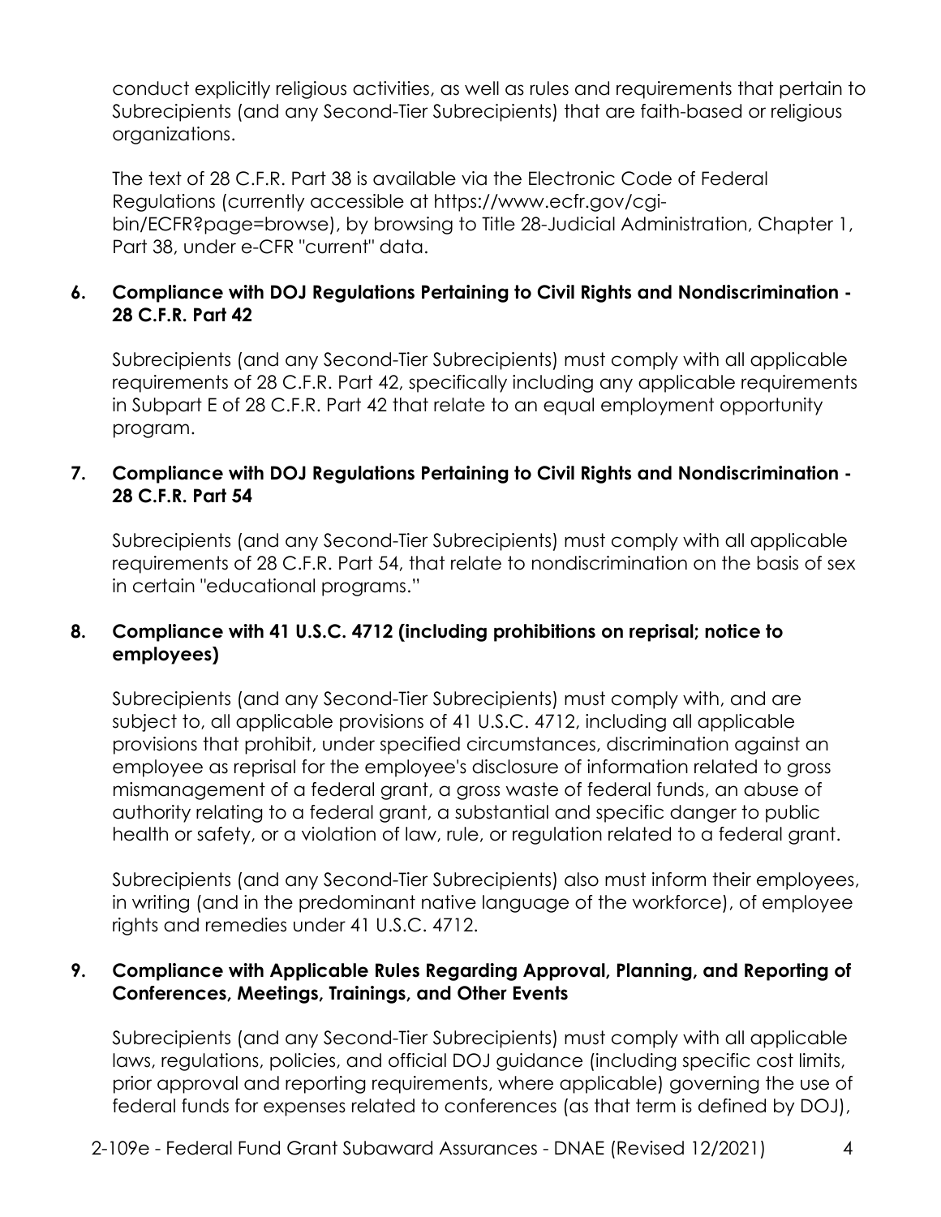conduct explicitly religious activities, as well as rules and requirements that pertain to Subrecipients (and any Second-Tier Subrecipients) that are faith-based or religious organizations.

The text of 28 C.F.R. Part 38 is available via the Electronic Code of Federal Regulations (currently accessible at https://www.ecfr.gov/cgi-bin/ECFR?page=browse), by browsing to Title 28-Judicial Administration, Chapter 1, Part 38, under e-CFR "current" data.

### 6. Compliance with DOJ Regulations Pertaining to Civil Rights and Nondiscrimination - 28 C.F.R. Part 42

Subrecipients (and any Second-Tier Subrecipients) must comply with all applicable requirements of 28 C.F.R. Part 42, specifically including any applicable requirements in Subpart E of 28 C.F.R. Part 42 that relate to an equal employment opportunity program.

### 7. Compliance with DOJ Regulations Pertaining to Civil Rights and Nondiscrimination - 28 C.F.R. Part 54

Subrecipients (and any Second-Tier Subrecipients) must comply with all applicable requirements of 28 C.F.R. Part 54, that relate to nondiscrimination on the basis of sex in certain "educational programs."

### 8. Compliance with 41 U.S.C. 4712 (including prohibitions on reprisal; notice to employees)

Subrecipients (and any Second-Tier Subrecipients) must comply with, and are subject to, all applicable provisions of 41 U.S.C. 4712, including all applicable provisions that prohibit, under specified circumstances, discrimination against an employee as reprisal for the employee's disclosure of information related to gross mismanagement of a federal grant, a gross waste of federal funds, an abuse of authority relating to a federal grant, a substantial and specific danger to public health or safety, or a violation of law, rule, or regulation related to a federal grant.

Subrecipients (and any Second-Tier Subrecipients) also must inform their employees, in writing (and in the predominant native language of the workforce), of employee rights and remedies under 41 U.S.C. 4712.

### 9. Compliance with Applicable Rules Regarding Approval, Planning, and Reporting of Conferences, Meetings, Trainings, and Other Events

Subrecipients (and any Second-Tier Subrecipients) must comply with all applicable laws, regulations, policies, and official DOJ guidance (including specific cost limits, prior approval and reporting requirements, where applicable) governing the use of federal funds for expenses related to conferences (as that term is defined by DOJ),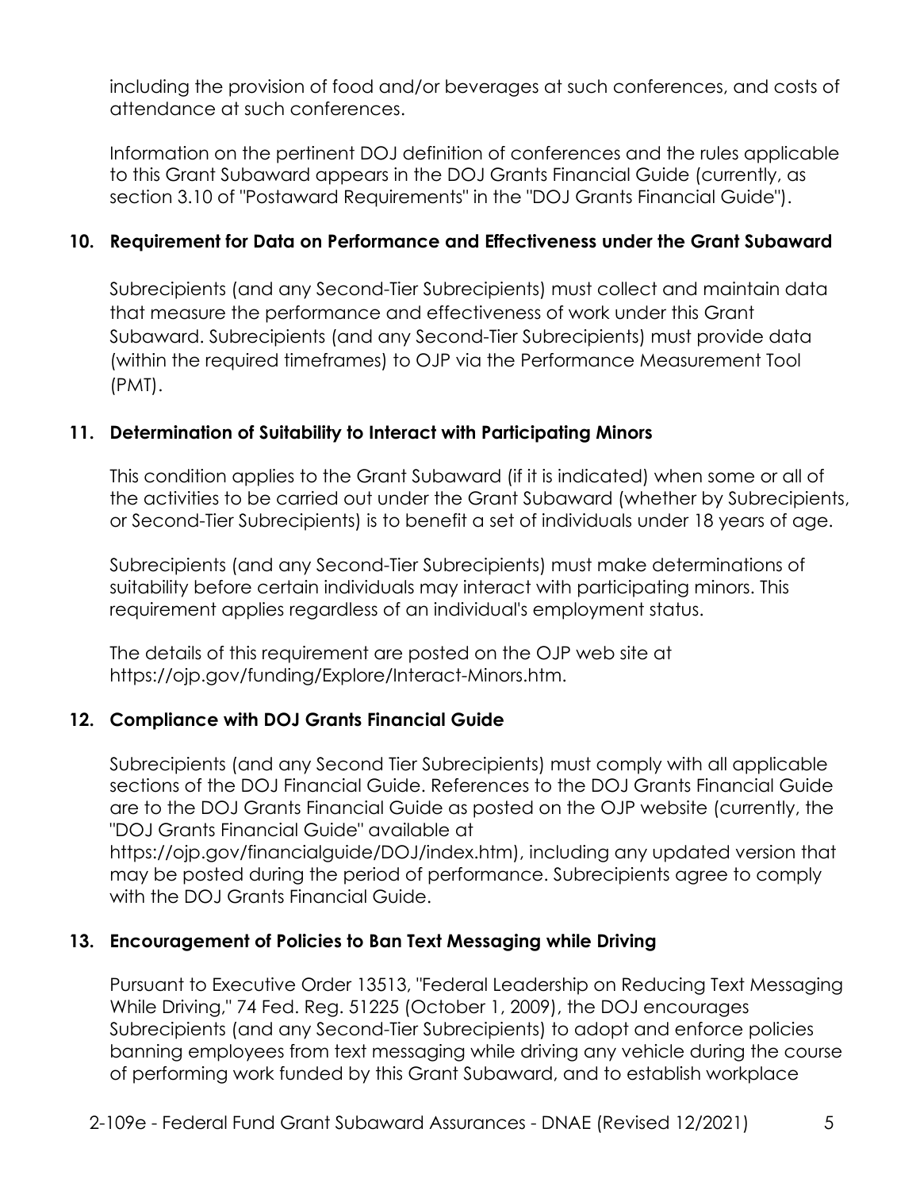including the provision of food and/or beverages at such conferences, and costs of attendance at such conferences.

Information on the pertinent DOJ definition of conferences and the rules applicable to this Grant Subaward appears in the DOJ Grants Financial Guide (currently, as section 3.10 of "Postaward Requirements" in the "DOJ Grants Financial Guide").

## 10. Requirement for Data on Performance and Effectiveness under the Grant Subaward

Subrecipients (and any Second-Tier Subrecipients) must collect and maintain data that measure the performance and effectiveness of work under this Grant Subaward. Subrecipients (and any Second-Tier Subrecipients) must provide data (within the required timeframes) to OJP via the Performance Measurement Tool (PMT).

## 11. Determination of Suitability to Interact with Participating Minors

This condition applies to the Grant Subaward (if it is indicated) when some or all of the activities to be carried out under the Grant Subaward (whether by Subrecipients, or Second-Tier Subrecipients) is to benefit a set of individuals under 18 years of age.

Subrecipients (and any Second-Tier Subrecipients) must make determinations of suitability before certain individuals may interact with participating minors. This requirement applies regardless of an individual's employment status.

The details of this requirement are posted on the OJP web site at https://ojp.gov/funding/Explore/Interact-Minors.htm.

## 12. Compliance with DOJ Grants Financial Guide

Subrecipients (and any Second Tier Subrecipients) must comply with all applicable sections of the DOJ Financial Guide. References to the DOJ Grants Financial Guide are to the DOJ Grants Financial Guide as posted on the OJP website (currently, the "DOJ Grants Financial Guide" available at https://ojp.gov/financialguide/DOJ/index.htm), including any updated version that may be posted during the period of performance. Subrecipients agree to comply with the DOJ Grants Financial Guide.

## 13. Encouragement of Policies to Ban Text Messaging while Driving

Pursuant to Executive Order 13513, "Federal Leadership on Reducing Text Messaging While Driving," 74 Fed. Reg. 51225 (October 1, 2009), the DOJ encourages Subrecipients (and any Second-Tier Subrecipients) to adopt and enforce policies banning employees from text messaging while driving any vehicle during the course of performing work funded by this Grant Subaward, and to establish workplace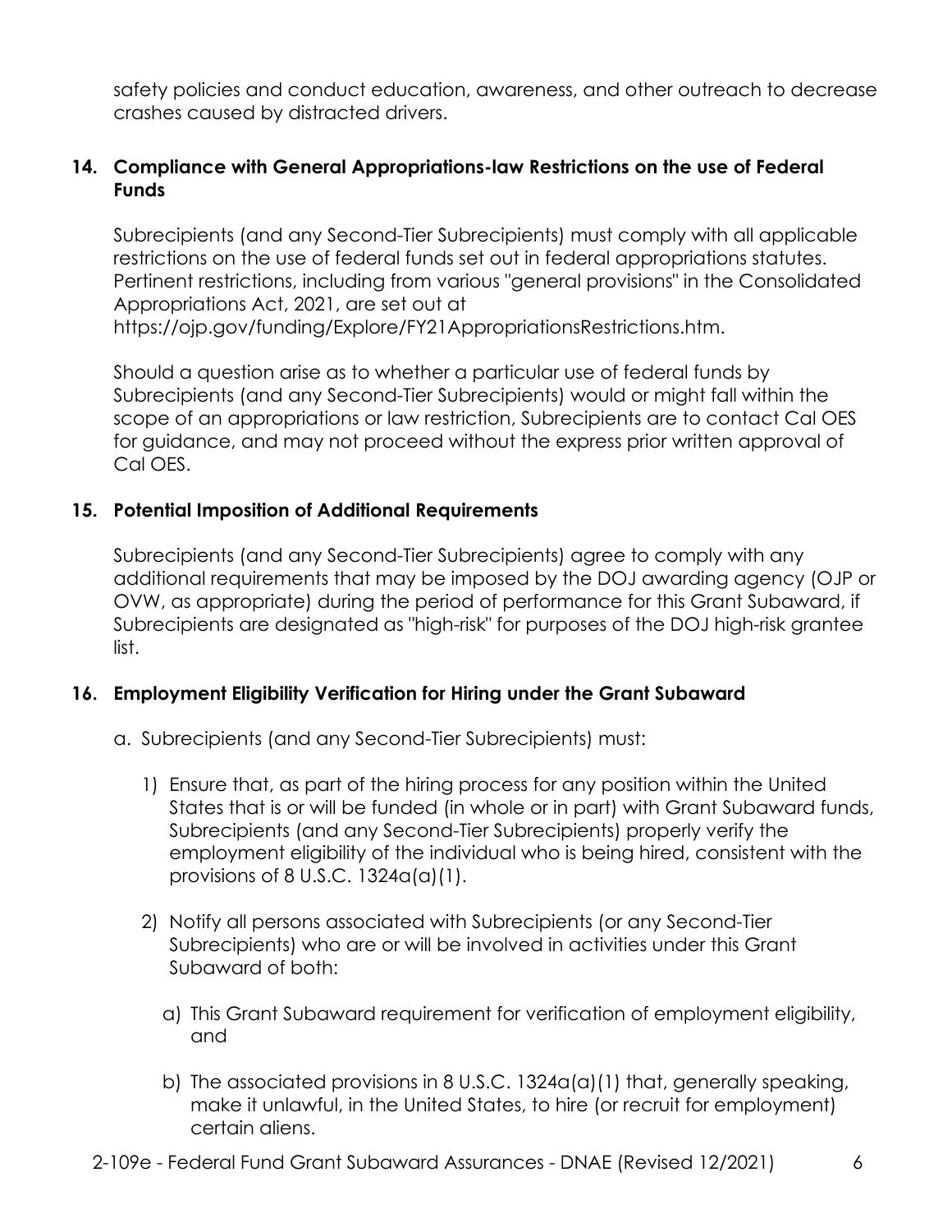safety policies and conduct education, awareness, and other outreach to decrease crashes caused by distracted drivers.

**14. Compliance with General Appropriations-law Restrictions on the use of Federal Funds**

Subrecipients (and any Second-Tier Subrecipients) must comply with all applicable restrictions on the use of federal funds set out in federal appropriations statutes. Pertinent restrictions, including from various "general provisions" in the Consolidated Appropriations Act, 2021, are set out at https://ojp.gov/funding/Explore/FY21AppropriationsRestrictions.htm.

Should a question arise as to whether a particular use of federal funds by Subrecipients (and any Second-Tier Subrecipients) would or might fall within the scope of an appropriations or law restriction, Subrecipients are to contact Cal OES for guidance, and may not proceed without the express prior written approval of Cal OES.

**15. Potential Imposition of Additional Requirements**

Subrecipients (and any Second-Tier Subrecipients) agree to comply with any additional requirements that may be imposed by the DOJ awarding agency (OJP or OVW, as appropriate) during the period of performance for this Grant Subaward, if Subrecipients are designated as "high-risk" for purposes of the DOJ high-risk grantee list.

**16. Employment Eligibility Verification for Hiring under the Grant Subaward**

a. Subrecipients (and any Second-Tier Subrecipients) must:

1) Ensure that, as part of the hiring process for any position within the United States that is or will be funded (in whole or in part) with Grant Subaward funds, Subrecipients (and any Second-Tier Subrecipients) properly verify the employment eligibility of the individual who is being hired, consistent with the provisions of 8 U.S.C. 1324a(a)(1).

2) Notify all persons associated with Subrecipients (or any Second-Tier Subrecipients) who are or will be involved in activities under this Grant Subaward of both:

a) This Grant Subaward requirement for verification of employment eligibility, and

b) The associated provisions in 8 U.S.C. 1324a(a)(1) that, generally speaking, make it unlawful, in the United States, to hire (or recruit for employment) certain aliens.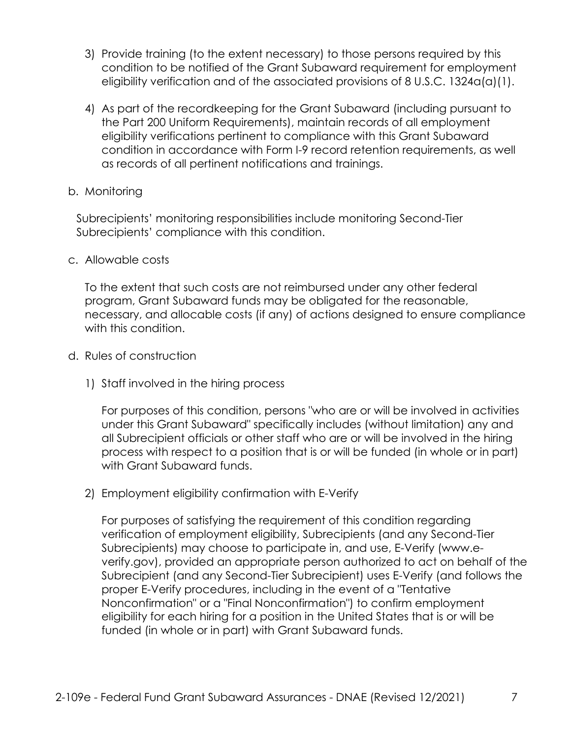3) Provide training (to the extent necessary) to those persons required by this condition to be notified of the Grant Subaward requirement for employment eligibility verification and of the associated provisions of 8 U.S.C. 1324a(a)(1).

4) As part of the recordkeeping for the Grant Subaward (including pursuant to the Part 200 Uniform Requirements), maintain records of all employment eligibility verifications pertinent to compliance with this Grant Subaward condition in accordance with Form I-9 record retention requirements, as well as records of all pertinent notifications and trainings.

b. Monitoring

Subrecipients' monitoring responsibilities include monitoring Second-Tier Subrecipients' compliance with this condition.

c. Allowable costs

To the extent that such costs are not reimbursed under any other federal program, Grant Subaward funds may be obligated for the reasonable, necessary, and allocable costs (if any) of actions designed to ensure compliance with this condition.

d. Rules of construction

1) Staff involved in the hiring process

For purposes of this condition, persons "who are or will be involved in activities under this Grant Subaward" specifically includes (without limitation) any and all Subrecipient officials or other staff who are or will be involved in the hiring process with respect to a position that is or will be funded (in whole or in part) with Grant Subaward funds.

2) Employment eligibility confirmation with E-Verify

For purposes of satisfying the requirement of this condition regarding verification of employment eligibility, Subrecipients (and any Second-Tier Subrecipients) may choose to participate in, and use, E-Verify (www.e-verify.gov), provided an appropriate person authorized to act on behalf of the Subrecipient (and any Second-Tier Subrecipient) uses E-Verify (and follows the proper E-Verify procedures, including in the event of a "Tentative Nonconfirmation" or a "Final Nonconfirmation") to confirm employment eligibility for each hiring for a position in the United States that is or will be funded (in whole or in part) with Grant Subaward funds.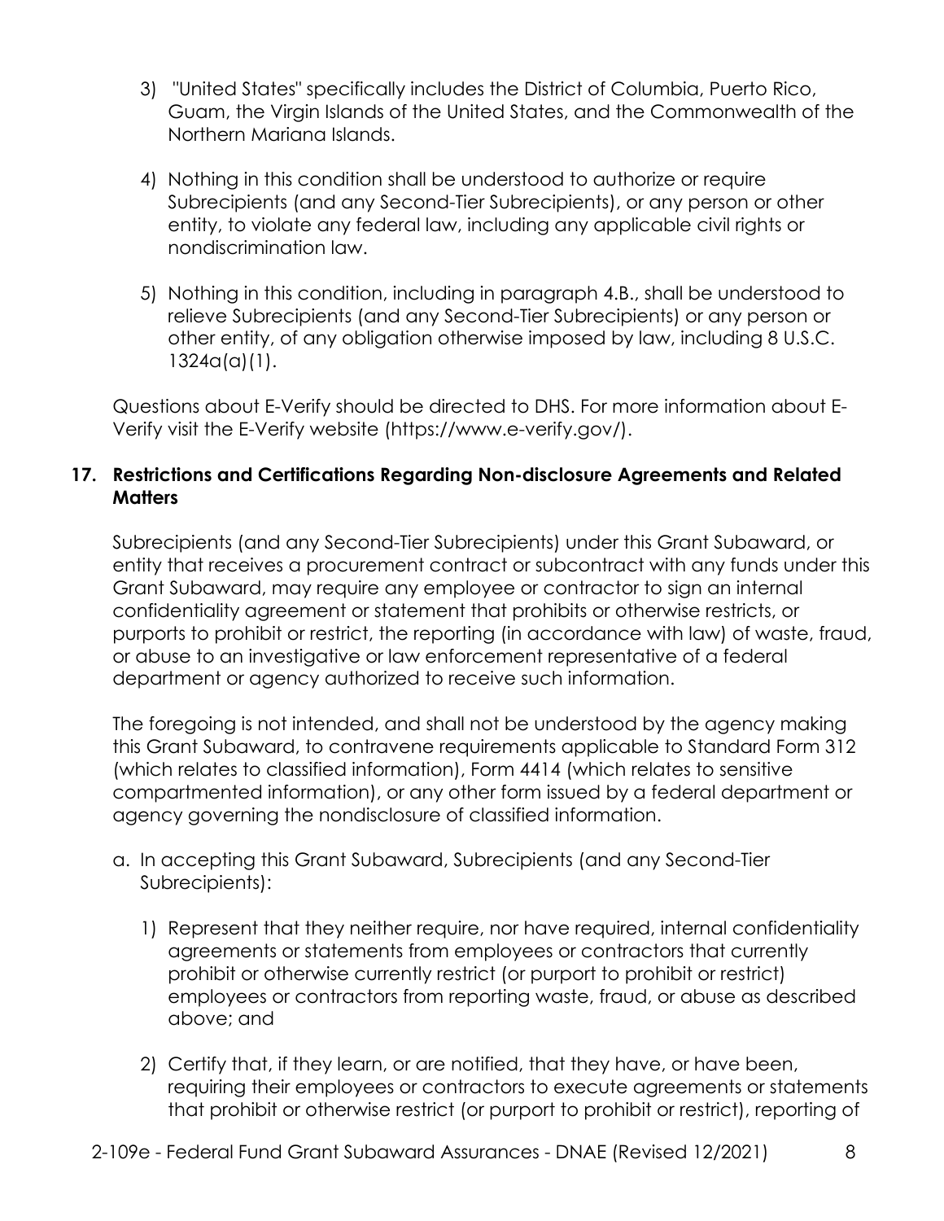3) "United States" specifically includes the District of Columbia, Puerto Rico, Guam, the Virgin Islands of the United States, and the Commonwealth of the Northern Mariana Islands.

4) Nothing in this condition shall be understood to authorize or require Subrecipients (and any Second-Tier Subrecipients), or any person or other entity, to violate any federal law, including any applicable civil rights or nondiscrimination law.

5) Nothing in this condition, including in paragraph 4.B., shall be understood to relieve Subrecipients (and any Second-Tier Subrecipients) or any person or other entity, of any obligation otherwise imposed by law, including 8 U.S.C. 1324a(a)(1).

Questions about E-Verify should be directed to DHS. For more information about E-Verify visit the E-Verify website (https://www.e-verify.gov/).

### 17. Restrictions and Certifications Regarding Non-disclosure Agreements and Related Matters

Subrecipients (and any Second-Tier Subrecipients) under this Grant Subaward, or entity that receives a procurement contract or subcontract with any funds under this Grant Subaward, may require any employee or contractor to sign an internal confidentiality agreement or statement that prohibits or otherwise restricts, or purports to prohibit or restrict, the reporting (in accordance with law) of waste, fraud, or abuse to an investigative or law enforcement representative of a federal department or agency authorized to receive such information.

The foregoing is not intended, and shall not be understood by the agency making this Grant Subaward, to contravene requirements applicable to Standard Form 312 (which relates to classified information), Form 4414 (which relates to sensitive compartmented information), or any other form issued by a federal department or agency governing the nondisclosure of classified information.

a. In accepting this Grant Subaward, Subrecipients (and any Second-Tier Subrecipients):

   1) Represent that they neither require, nor have required, internal confidentiality agreements or statements from employees or contractors that currently prohibit or otherwise currently restrict (or purport to prohibit or restrict) employees or contractors from reporting waste, fraud, or abuse as described above; and

   2) Certify that, if they learn, or are notified, that they have, or have been, requiring their employees or contractors to execute agreements or statements that prohibit or otherwise restrict (or purport to prohibit or restrict), reporting of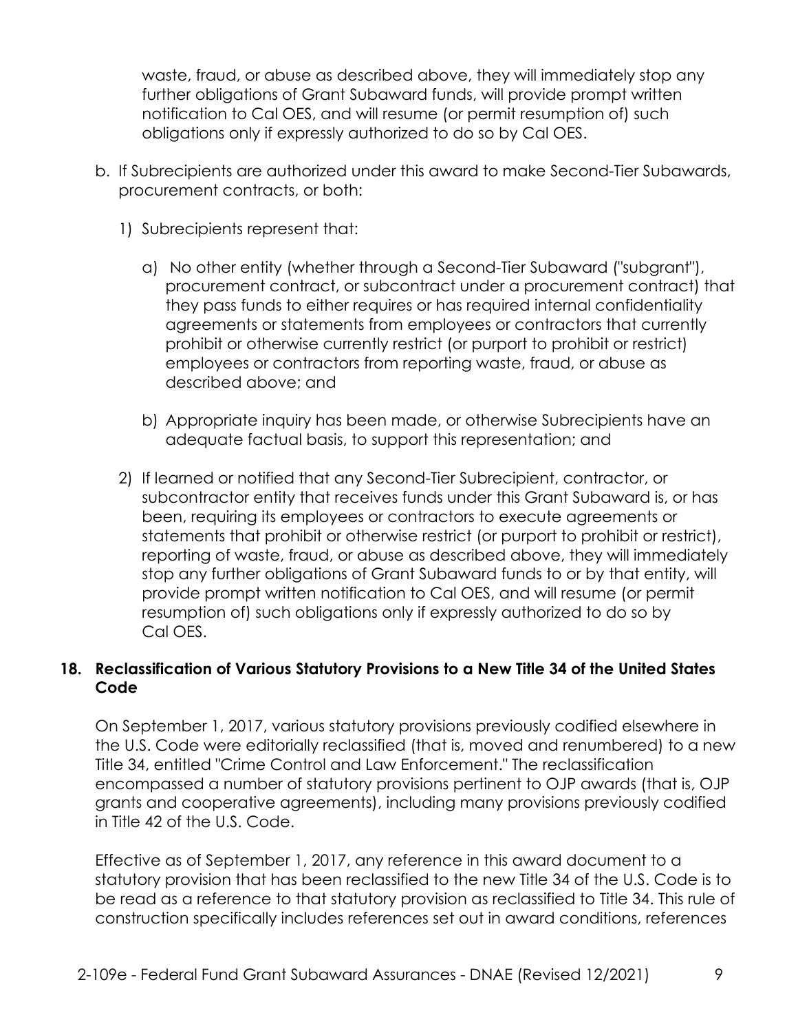waste, fraud, or abuse as described above, they will immediately stop any further obligations of Grant Subaward funds, will provide prompt written notification to Cal OES, and will resume (or permit resumption of) such obligations only if expressly authorized to do so by Cal OES.

b. If Subrecipients are authorized under this award to make Second-Tier Subawards, procurement contracts, or both:

   1) Subrecipients represent that:

      a) No other entity (whether through a Second-Tier Subaward ("subgrant"), procurement contract, or subcontract under a procurement contract) that they pass funds to either requires or has required internal confidentiality agreements or statements from employees or contractors that currently prohibit or otherwise currently restrict (or purport to prohibit or restrict) employees or contractors from reporting waste, fraud, or abuse as described above; and

      b) Appropriate inquiry has been made, or otherwise Subrecipients have an adequate factual basis, to support this representation; and

   2) If learned or notified that any Second-Tier Subrecipient, contractor, or subcontractor entity that receives funds under this Grant Subaward is, or has been, requiring its employees or contractors to execute agreements or statements that prohibit or otherwise restrict (or purport to prohibit or restrict), reporting of waste, fraud, or abuse as described above, they will immediately stop any further obligations of Grant Subaward funds to or by that entity, will provide prompt written notification to Cal OES, and will resume (or permit resumption of) such obligations only if expressly authorized to do so by Cal OES.

### 18. Reclassification of Various Statutory Provisions to a New Title 34 of the United States Code

On September 1, 2017, various statutory provisions previously codified elsewhere in the U.S. Code were editorially reclassified (that is, moved and renumbered) to a new Title 34, entitled "Crime Control and Law Enforcement." The reclassification encompassed a number of statutory provisions pertinent to OJP awards (that is, OJP grants and cooperative agreements), including many provisions previously codified in Title 42 of the U.S. Code.

Effective as of September 1, 2017, any reference in this award document to a statutory provision that has been reclassified to the new Title 34 of the U.S. Code is to be read as a reference to that statutory provision as reclassified to Title 34. This rule of construction specifically includes references set out in award conditions, references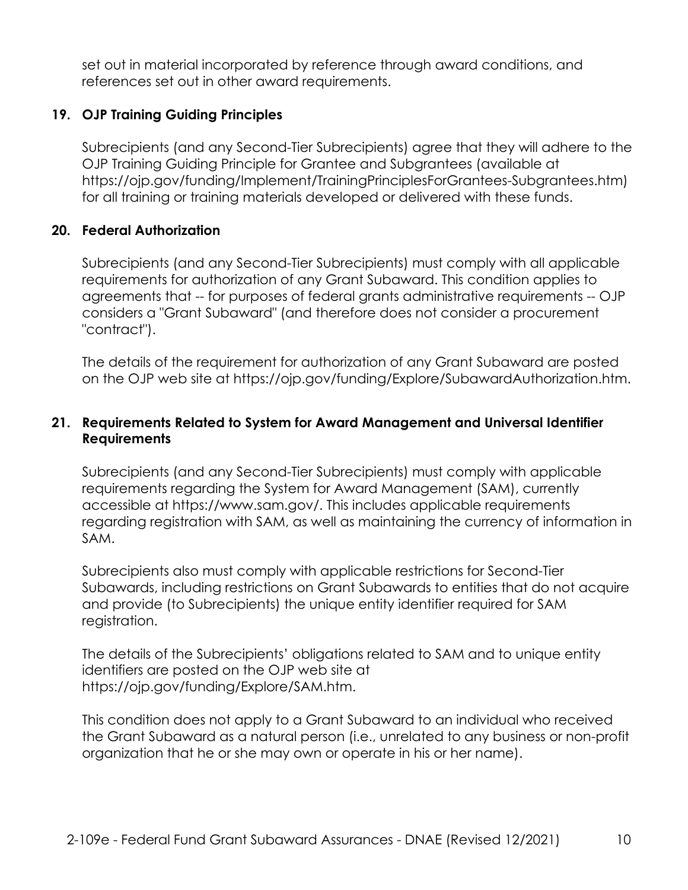set out in material incorporated by reference through award conditions, and references set out in other award requirements.

### 19. OJP Training Guiding Principles

Subrecipients (and any Second-Tier Subrecipients) agree that they will adhere to the OJP Training Guiding Principle for Grantee and Subgrantees (available at https://ojp.gov/funding/Implement/TrainingPrinciplesForGrantees-Subgrantees.htm) for all training or training materials developed or delivered with these funds.

### 20. Federal Authorization

Subrecipients (and any Second-Tier Subrecipients) must comply with all applicable requirements for authorization of any Grant Subaward. This condition applies to agreements that -- for purposes of federal grants administrative requirements -- OJP considers a "Grant Subaward" (and therefore does not consider a procurement "contract").

The details of the requirement for authorization of any Grant Subaward are posted on the OJP web site at https://ojp.gov/funding/Explore/SubawardAuthorization.htm.

### 21. Requirements Related to System for Award Management and Universal Identifier Requirements

Subrecipients (and any Second-Tier Subrecipients) must comply with applicable requirements regarding the System for Award Management (SAM), currently accessible at https://www.sam.gov/. This includes applicable requirements regarding registration with SAM, as well as maintaining the currency of information in SAM.

Subrecipients also must comply with applicable restrictions for Second-Tier Subawards, including restrictions on Grant Subawards to entities that do not acquire and provide (to Subrecipients) the unique entity identifier required for SAM registration.

The details of the Subrecipients' obligations related to SAM and to unique entity identifiers are posted on the OJP web site at https://ojp.gov/funding/Explore/SAM.htm.

This condition does not apply to a Grant Subaward to an individual who received the Grant Subaward as a natural person (i.e., unrelated to any business or non-profit organization that he or she may own or operate in his or her name).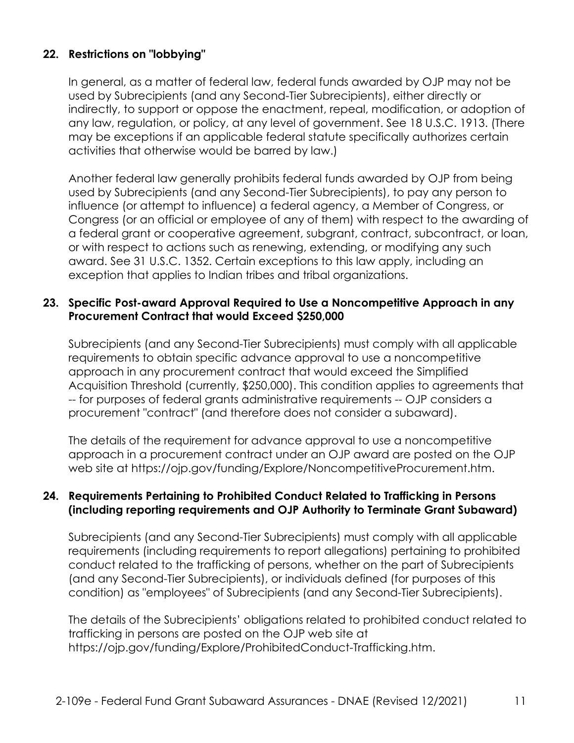## 22. Restrictions on "lobbying"

In general, as a matter of federal law, federal funds awarded by OJP may not be used by Subrecipients (and any Second-Tier Subrecipients), either directly or indirectly, to support or oppose the enactment, repeal, modification, or adoption of any law, regulation, or policy, at any level of government. See 18 U.S.C. 1913. (There may be exceptions if an applicable federal statute specifically authorizes certain activities that otherwise would be barred by law.)

Another federal law generally prohibits federal funds awarded by OJP from being used by Subrecipients (and any Second-Tier Subrecipients), to pay any person to influence (or attempt to influence) a federal agency, a Member of Congress, or Congress (or an official or employee of any of them) with respect to the awarding of a federal grant or cooperative agreement, subgrant, contract, subcontract, or loan, or with respect to actions such as renewing, extending, or modifying any such award. See 31 U.S.C. 1352. Certain exceptions to this law apply, including an exception that applies to Indian tribes and tribal organizations.

## 23. Specific Post-award Approval Required to Use a Noncompetitive Approach in any Procurement Contract that would Exceed $250,000

Subrecipients (and any Second-Tier Subrecipients) must comply with all applicable requirements to obtain specific advance approval to use a noncompetitive approach in any procurement contract that would exceed the Simplified Acquisition Threshold (currently, $250,000). This condition applies to agreements that -- for purposes of federal grants administrative requirements -- OJP considers a procurement "contract" (and therefore does not consider a subaward).

The details of the requirement for advance approval to use a noncompetitive approach in a procurement contract under an OJP award are posted on the OJP web site at https://ojp.gov/funding/Explore/NoncompetitiveProcurement.htm.

## 24. Requirements Pertaining to Prohibited Conduct Related to Trafficking in Persons (including reporting requirements and OJP Authority to Terminate Grant Subaward)

Subrecipients (and any Second-Tier Subrecipients) must comply with all applicable requirements (including requirements to report allegations) pertaining to prohibited conduct related to the trafficking of persons, whether on the part of Subrecipients (and any Second-Tier Subrecipients), or individuals defined (for purposes of this condition) as "employees" of Subrecipients (and any Second-Tier Subrecipients).

The details of the Subrecipients' obligations related to prohibited conduct related to trafficking in persons are posted on the OJP web site at https://ojp.gov/funding/Explore/ProhibitedConduct-Trafficking.htm.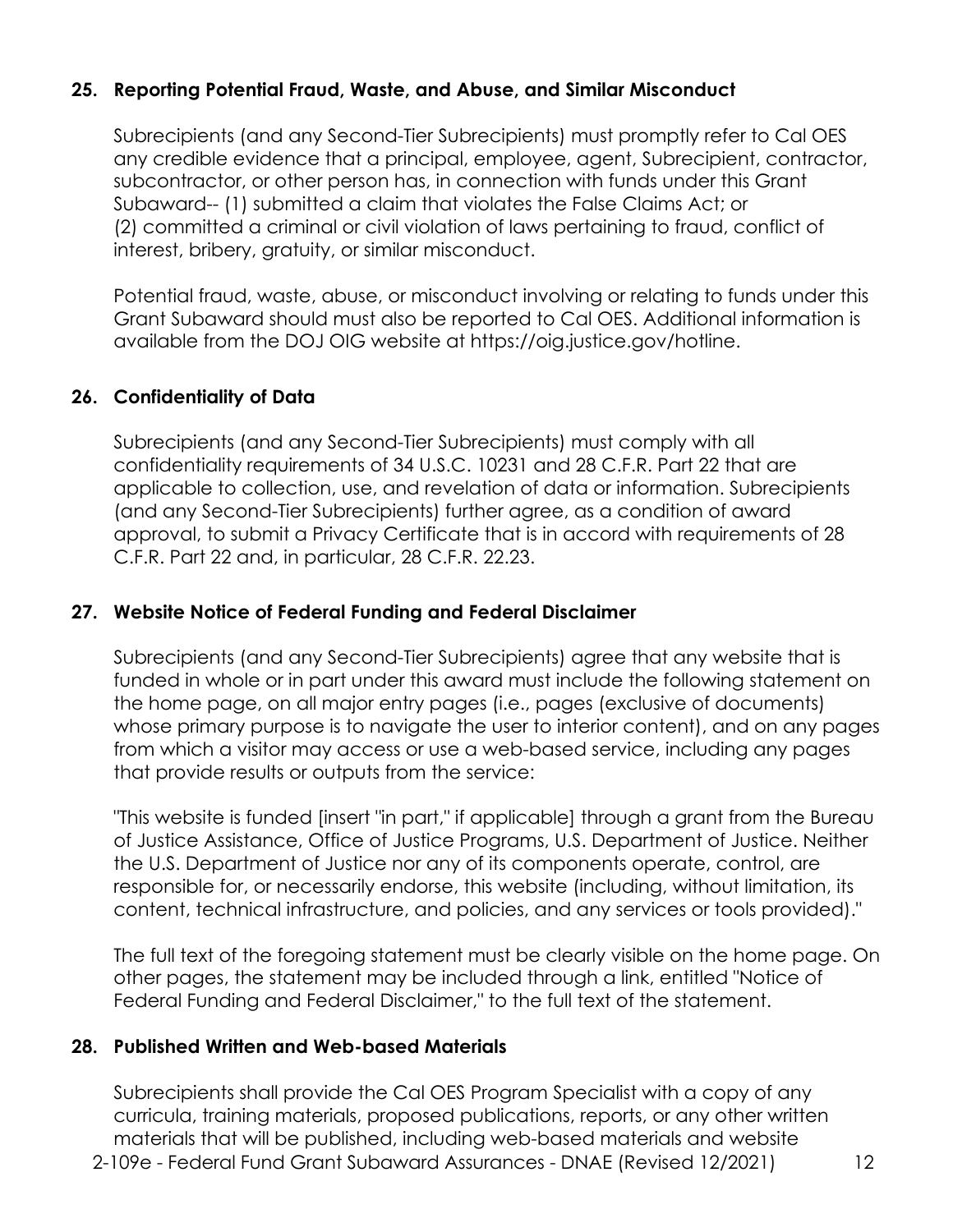### 25. Reporting Potential Fraud, Waste, and Abuse, and Similar Misconduct

Subrecipients (and any Second-Tier Subrecipients) must promptly refer to Cal OES any credible evidence that a principal, employee, agent, Subrecipient, contractor, subcontractor, or other person has, in connection with funds under this Grant Subaward-- (1) submitted a claim that violates the False Claims Act; or (2) committed a criminal or civil violation of laws pertaining to fraud, conflict of interest, bribery, gratuity, or similar misconduct.

Potential fraud, waste, abuse, or misconduct involving or relating to funds under this Grant Subaward should must also be reported to Cal OES. Additional information is available from the DOJ OIG website at https://oig.justice.gov/hotline.

### 26. Confidentiality of Data

Subrecipients (and any Second-Tier Subrecipients) must comply with all confidentiality requirements of 34 U.S.C. 10231 and 28 C.F.R. Part 22 that are applicable to collection, use, and revelation of data or information. Subrecipients (and any Second-Tier Subrecipients) further agree, as a condition of award approval, to submit a Privacy Certificate that is in accord with requirements of 28 C.F.R. Part 22 and, in particular, 28 C.F.R. 22.23.

### 27. Website Notice of Federal Funding and Federal Disclaimer

Subrecipients (and any Second-Tier Subrecipients) agree that any website that is funded in whole or in part under this award must include the following statement on the home page, on all major entry pages (i.e., pages (exclusive of documents) whose primary purpose is to navigate the user to interior content), and on any pages from which a visitor may access or use a web-based service, including any pages that provide results or outputs from the service:

"This website is funded [insert "in part," if applicable] through a grant from the Bureau of Justice Assistance, Office of Justice Programs, U.S. Department of Justice. Neither the U.S. Department of Justice nor any of its components operate, control, are responsible for, or necessarily endorse, this website (including, without limitation, its content, technical infrastructure, and policies, and any services or tools provided)."

The full text of the foregoing statement must be clearly visible on the home page. On other pages, the statement may be included through a link, entitled "Notice of Federal Funding and Federal Disclaimer," to the full text of the statement.

### 28. Published Written and Web-based Materials

Subrecipients shall provide the Cal OES Program Specialist with a copy of any curricula, training materials, proposed publications, reports, or any other written materials that will be published, including web-based materials and website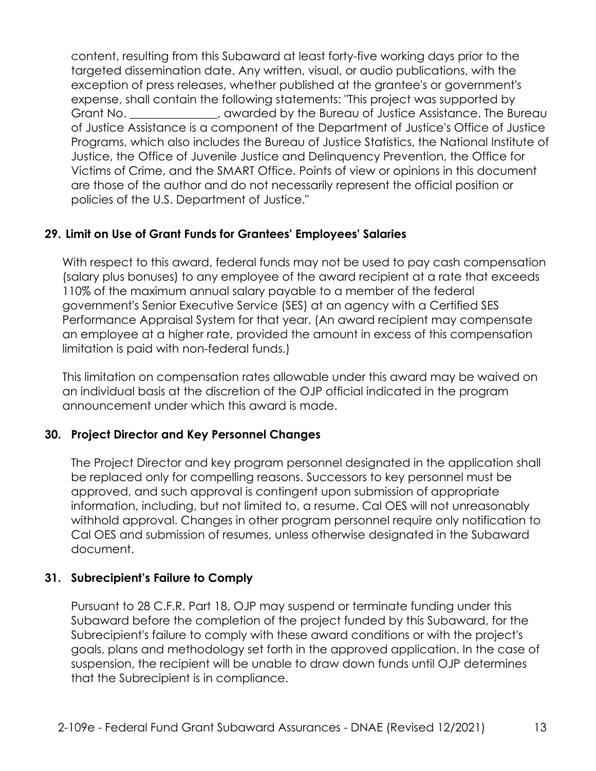content, resulting from this Subaward at least forty-five working days prior to the targeted dissemination date. Any written, visual, or audio publications, with the exception of press releases, whether published at the grantee's or government's expense, shall contain the following statements: "This project was supported by Grant No. _______________, awarded by the Bureau of Justice Assistance. The Bureau of Justice Assistance is a component of the Department of Justice's Office of Justice Programs, which also includes the Bureau of Justice Statistics, the National Institute of Justice, the Office of Juvenile Justice and Delinquency Prevention, the Office for Victims of Crime, and the SMART Office. Points of view or opinions in this document are those of the author and do not necessarily represent the official position or policies of the U.S. Department of Justice."

**29. Limit on Use of Grant Funds for Grantees' Employees' Salaries**

With respect to this award, federal funds may not be used to pay cash compensation (salary plus bonuses) to any employee of the award recipient at a rate that exceeds 110% of the maximum annual salary payable to a member of the federal government's Senior Executive Service (SES) at an agency with a Certified SES Performance Appraisal System for that year. (An award recipient may compensate an employee at a higher rate, provided the amount in excess of this compensation limitation is paid with non-federal funds.)

This limitation on compensation rates allowable under this award may be waived on an individual basis at the discretion of the OJP official indicated in the program announcement under which this award is made.

**30. Project Director and Key Personnel Changes**

The Project Director and key program personnel designated in the application shall be replaced only for compelling reasons. Successors to key personnel must be approved, and such approval is contingent upon submission of appropriate information, including, but not limited to, a resume. Cal OES will not unreasonably withhold approval. Changes in other program personnel require only notification to Cal OES and submission of resumes, unless otherwise designated in the Subaward document.

**31. Subrecipient's Failure to Comply**

Pursuant to 28 C.F.R. Part 18, OJP may suspend or terminate funding under this Subaward before the completion of the project funded by this Subaward, for the Subrecipient's failure to comply with these award conditions or with the project's goals, plans and methodology set forth in the approved application. In the case of suspension, the recipient will be unable to draw down funds until OJP determines that the Subrecipient is in compliance.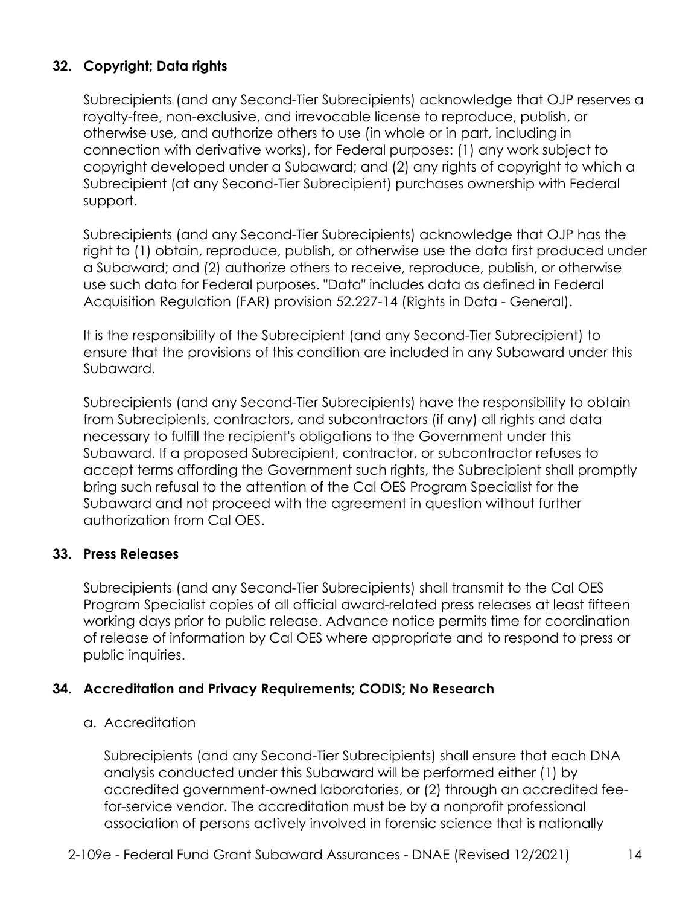## 32. Copyright; Data rights

Subrecipients (and any Second-Tier Subrecipients) acknowledge that OJP reserves a royalty-free, non-exclusive, and irrevocable license to reproduce, publish, or otherwise use, and authorize others to use (in whole or in part, including in connection with derivative works), for Federal purposes: (1) any work subject to copyright developed under a Subaward; and (2) any rights of copyright to which a Subrecipient (at any Second-Tier Subrecipient) purchases ownership with Federal support.

Subrecipients (and any Second-Tier Subrecipients) acknowledge that OJP has the right to (1) obtain, reproduce, publish, or otherwise use the data first produced under a Subaward; and (2) authorize others to receive, reproduce, publish, or otherwise use such data for Federal purposes. "Data" includes data as defined in Federal Acquisition Regulation (FAR) provision 52.227-14 (Rights in Data - General).

It is the responsibility of the Subrecipient (and any Second-Tier Subrecipient) to ensure that the provisions of this condition are included in any Subaward under this Subaward.

Subrecipients (and any Second-Tier Subrecipients) have the responsibility to obtain from Subrecipients, contractors, and subcontractors (if any) all rights and data necessary to fulfill the recipient's obligations to the Government under this Subaward. If a proposed Subrecipient, contractor, or subcontractor refuses to accept terms affording the Government such rights, the Subrecipient shall promptly bring such refusal to the attention of the Cal OES Program Specialist for the Subaward and not proceed with the agreement in question without further authorization from Cal OES.

## 33. Press Releases

Subrecipients (and any Second-Tier Subrecipients) shall transmit to the Cal OES Program Specialist copies of all official award-related press releases at least fifteen working days prior to public release. Advance notice permits time for coordination of release of information by Cal OES where appropriate and to respond to press or public inquiries.

## 34. Accreditation and Privacy Requirements; CODIS; No Research

a. Accreditation

Subrecipients (and any Second-Tier Subrecipients) shall ensure that each DNA analysis conducted under this Subaward will be performed either (1) by accredited government-owned laboratories, or (2) through an accredited fee-for-service vendor. The accreditation must be by a nonprofit professional association of persons actively involved in forensic science that is nationally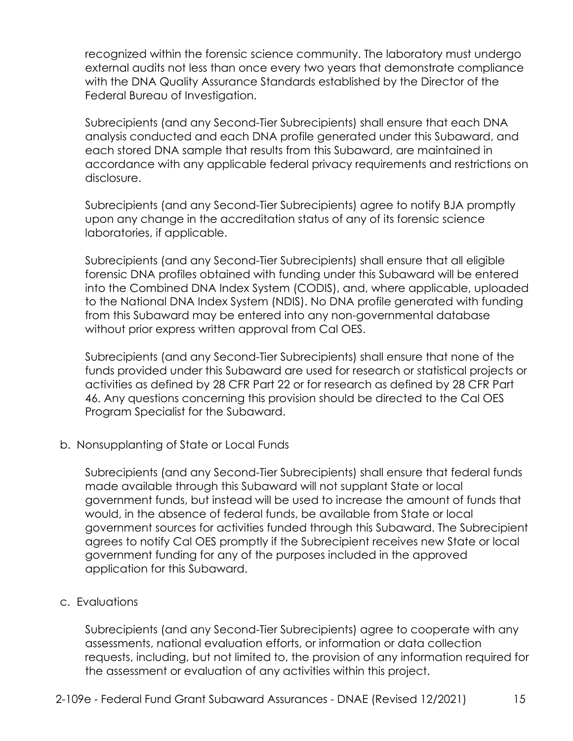recognized within the forensic science community. The laboratory must undergo external audits not less than once every two years that demonstrate compliance with the DNA Quality Assurance Standards established by the Director of the Federal Bureau of Investigation.

Subrecipients (and any Second-Tier Subrecipients) shall ensure that each DNA analysis conducted and each DNA profile generated under this Subaward, and each stored DNA sample that results from this Subaward, are maintained in accordance with any applicable federal privacy requirements and restrictions on disclosure.

Subrecipients (and any Second-Tier Subrecipients) agree to notify BJA promptly upon any change in the accreditation status of any of its forensic science laboratories, if applicable.

Subrecipients (and any Second-Tier Subrecipients) shall ensure that all eligible forensic DNA profiles obtained with funding under this Subaward will be entered into the Combined DNA Index System (CODIS), and, where applicable, uploaded to the National DNA Index System (NDIS). No DNA profile generated with funding from this Subaward may be entered into any non-governmental database without prior express written approval from Cal OES.

Subrecipients (and any Second-Tier Subrecipients) shall ensure that none of the funds provided under this Subaward are used for research or statistical projects or activities as defined by 28 CFR Part 22 or for research as defined by 28 CFR Part 46. Any questions concerning this provision should be directed to the Cal OES Program Specialist for the Subaward.

b. Nonsupplanting of State or Local Funds

Subrecipients (and any Second-Tier Subrecipients) shall ensure that federal funds made available through this Subaward will not supplant State or local government funds, but instead will be used to increase the amount of funds that would, in the absence of federal funds, be available from State or local government sources for activities funded through this Subaward. The Subrecipient agrees to notify Cal OES promptly if the Subrecipient receives new State or local government funding for any of the purposes included in the approved application for this Subaward.

c. Evaluations

Subrecipients (and any Second-Tier Subrecipients) agree to cooperate with any assessments, national evaluation efforts, or information or data collection requests, including, but not limited to, the provision of any information required for the assessment or evaluation of any activities within this project.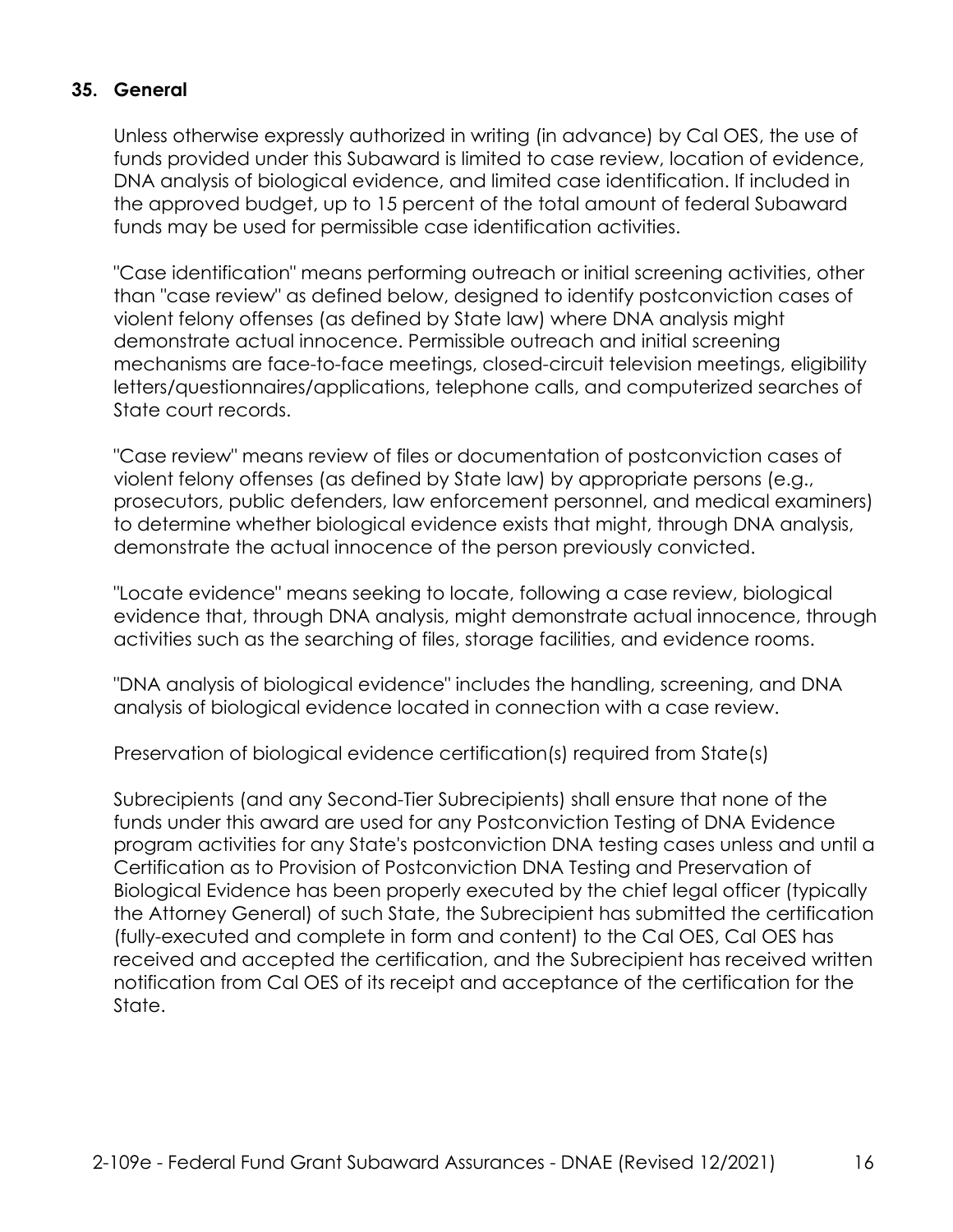## 35. General

Unless otherwise expressly authorized in writing (in advance) by Cal OES, the use of funds provided under this Subaward is limited to case review, location of evidence, DNA analysis of biological evidence, and limited case identification. If included in the approved budget, up to 15 percent of the total amount of federal Subaward funds may be used for permissible case identification activities.

"Case identification" means performing outreach or initial screening activities, other than "case review" as defined below, designed to identify postconviction cases of violent felony offenses (as defined by State law) where DNA analysis might demonstrate actual innocence. Permissible outreach and initial screening mechanisms are face-to-face meetings, closed-circuit television meetings, eligibility letters/questionnaires/applications, telephone calls, and computerized searches of State court records.

"Case review" means review of files or documentation of postconviction cases of violent felony offenses (as defined by State law) by appropriate persons (e.g., prosecutors, public defenders, law enforcement personnel, and medical examiners) to determine whether biological evidence exists that might, through DNA analysis, demonstrate the actual innocence of the person previously convicted.

"Locate evidence" means seeking to locate, following a case review, biological evidence that, through DNA analysis, might demonstrate actual innocence, through activities such as the searching of files, storage facilities, and evidence rooms.

"DNA analysis of biological evidence" includes the handling, screening, and DNA analysis of biological evidence located in connection with a case review.

Preservation of biological evidence certification(s) required from State(s)

Subrecipients (and any Second-Tier Subrecipients) shall ensure that none of the funds under this award are used for any Postconviction Testing of DNA Evidence program activities for any State's postconviction DNA testing cases unless and until a Certification as to Provision of Postconviction DNA Testing and Preservation of Biological Evidence has been properly executed by the chief legal officer (typically the Attorney General) of such State, the Subrecipient has submitted the certification (fully-executed and complete in form and content) to the Cal OES, Cal OES has received and accepted the certification, and the Subrecipient has received written notification from Cal OES of its receipt and acceptance of the certification for the State.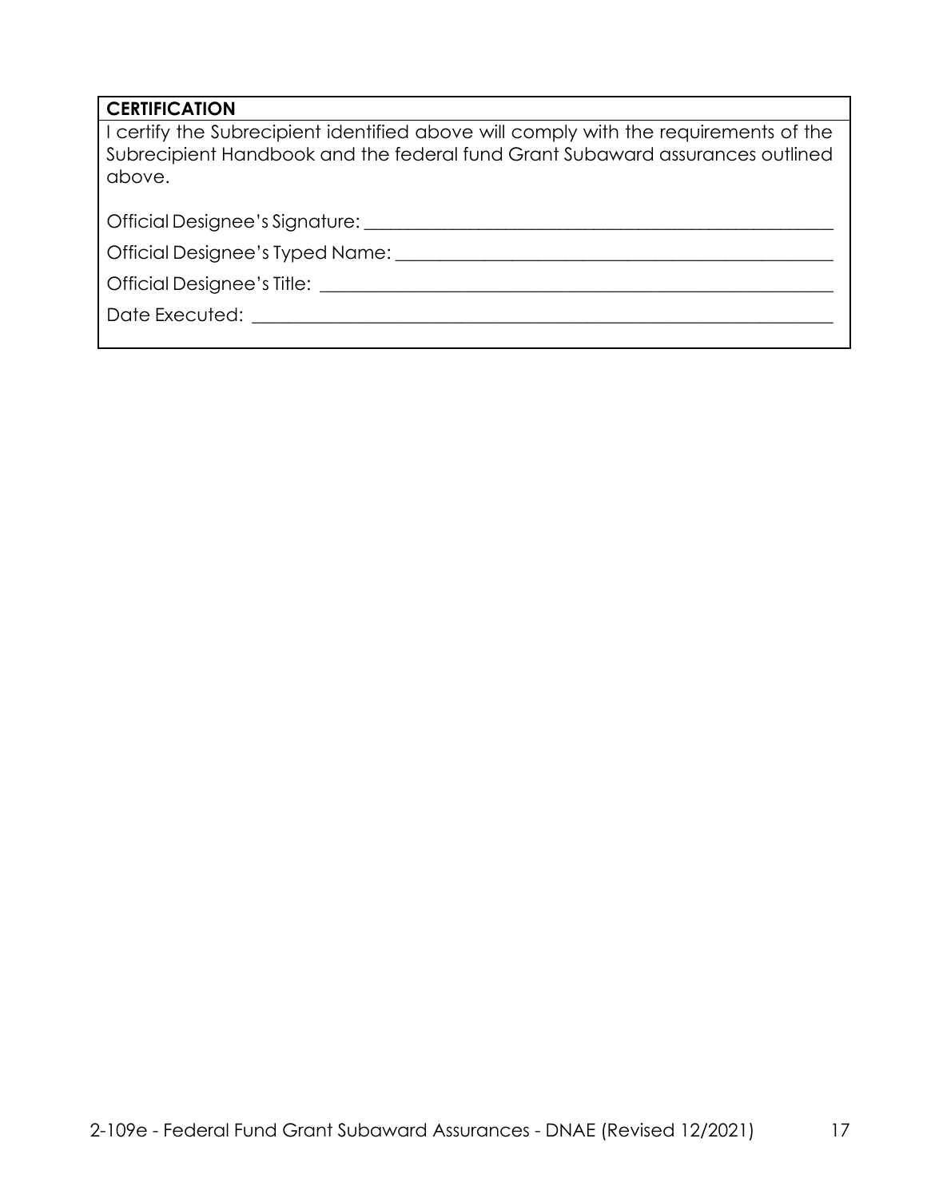**CERTIFICATION**

I certify the Subrecipient identified above will comply with the requirements of the Subrecipient Handbook and the federal fund Grant Subaward assurances outlined above.

Official Designee's Signature: ______________________________________________

Official Designee's Typed Name: ____________________________________________

Official Designee's Title: _________________________________________________

Date Executed: ________________________________________________________